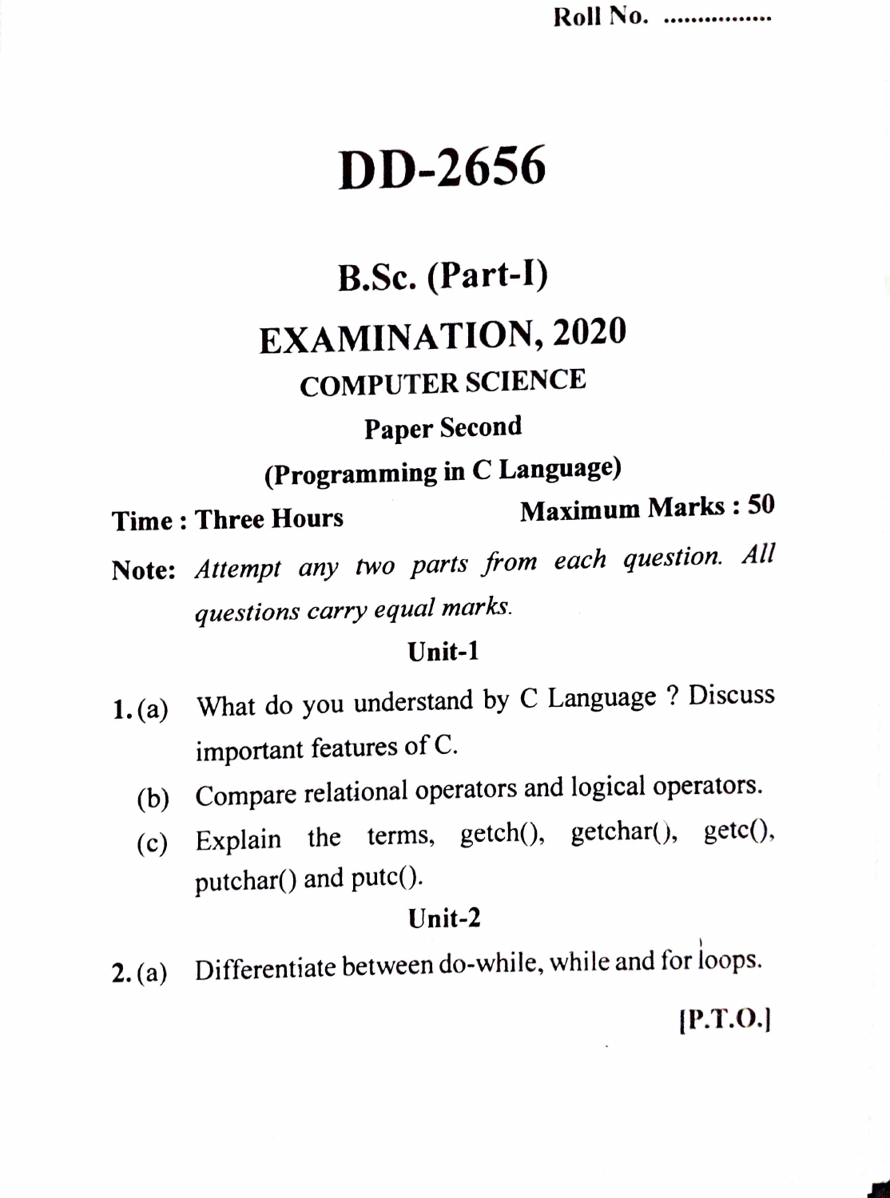Roll No. ................

# DD-2656

## B.Sc. (Part-I)

## EXAMINATION, 2020

### COMPUTER SCIENCE

### Paper Second

### (Programming in C Language)

**Time : Three Hours** **Maximum Marks : 50**

**Note:** *Attempt any two parts from each question. All questions carry equal marks.*

### Unit-1

**1.** (a) What do you understand by C Language ? Discuss important features of C.

(b) Compare relational operators and logical operators.

(c) Explain the terms, getch(), getchar(), getc(), putchar() and putc().

### Unit-2

**2.** (a) Differentiate between do-while, while and for loops.

**[P.T.O.]**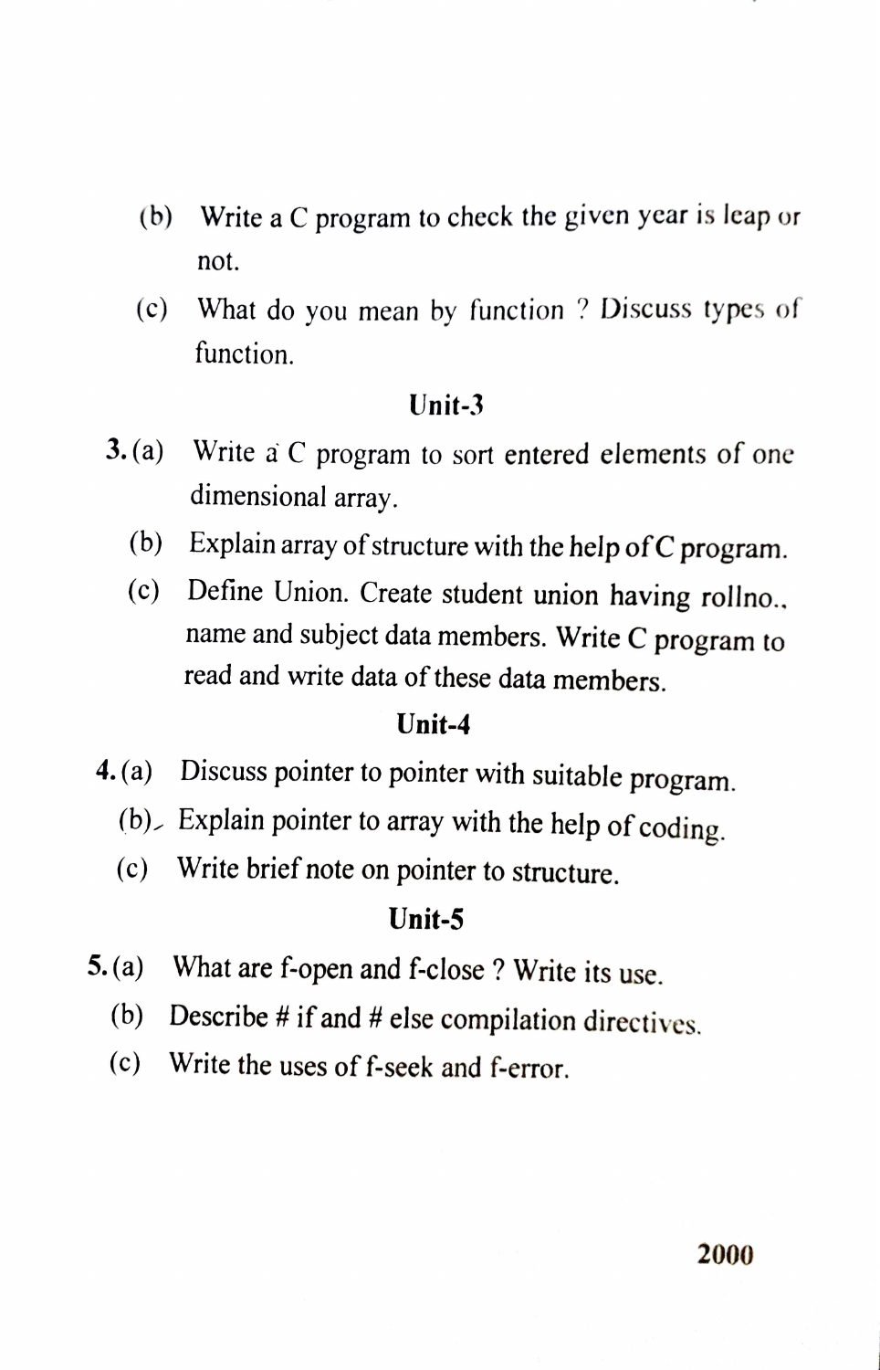(b) Write a C program to check the given year is leap or not.

(c) What do you mean by function ? Discuss types of function.

## Unit-3

3. (a) Write a C program to sort entered elements of one dimensional array.

(b) Explain array of structure with the help of C program.

(c) Define Union. Create student union having rollno., name and subject data members. Write C program to read and write data of these data members.

## Unit-4

4. (a) Discuss pointer to pointer with suitable program.

(b) Explain pointer to array with the help of coding.

(c) Write brief note on pointer to structure.

## Unit-5

5. (a) What are f-open and f-close ? Write its use.

(b) Describe # if and # else compilation directives.

(c) Write the uses of f-seek and f-error.

2000